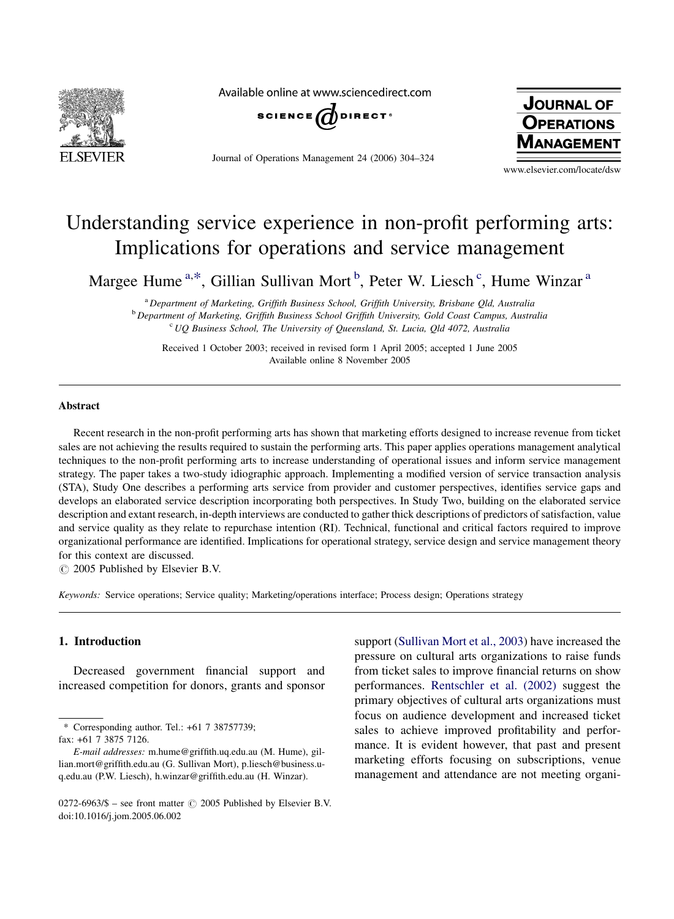# Understanding service experience in non-profit performing arts: Implications for operations and service management

Margee Hume [a,*], Gillian Sullivan Mort [b], Peter W. Liesch [c], Hume Winzar [a]

[a] *Department of Marketing, Griffith Business School, Griffith University, Brisbane Qld, Australia*
[b] *Department of Marketing, Griffith Business School Griffith University, Gold Coast Campus, Australia*
[c] *UQ Business School, The University of Queensland, St. Lucia, Qld 4072, Australia*

Received 1 October 2003; received in revised form 1 April 2005; accepted 1 June 2005
Available online 8 November 2005

## Abstract

Recent research in the non-profit performing arts has shown that marketing efforts designed to increase revenue from ticket sales are not achieving the results required to sustain the performing arts. This paper applies operations management analytical techniques to the non-profit performing arts to increase understanding of operational issues and inform service management strategy. The paper takes a two-study idiographic approach. Implementing a modified version of service transaction analysis (STA), Study One describes a performing arts service from provider and customer perspectives, identifies service gaps and develops an elaborated service description incorporating both perspectives. In Study Two, building on the elaborated service description and extant research, in-depth interviews are conducted to gather thick descriptions of predictors of satisfaction, value and service quality as they relate to repurchase intention (RI). Technical, functional and critical factors required to improve organizational performance are identified. Implications for operational strategy, service design and service management theory for this context are discussed.

© 2005 Published by Elsevier B.V.

*Keywords:* Service operations; Service quality; Marketing/operations interface; Process design; Operations strategy

## 1. Introduction

Decreased government financial support and increased competition for donors, grants and sponsor support (Sullivan Mort et al., 2003) have increased the pressure on cultural arts organizations to raise funds from ticket sales to improve financial returns on show performances. Rentschler et al. (2002) suggest the primary objectives of cultural arts organizations must focus on audience development and increased ticket sales to achieve improved profitability and performance. It is evident however, that past and present marketing efforts focusing on subscriptions, venue management and attendance are not meeting organi-

---

* Corresponding author. Tel.: +61 7 38757739; fax: +61 7 3875 7126.

*E-mail addresses:* m.hume@griffith.uq.edu.au (M. Hume), gillian.mort@griffith.edu.au (G. Sullivan Mort), p.liesch@business.uq.edu.au (P.W. Liesch), h.winzar@griffith.edu.au (H. Winzar).

0272-6963/$ – see front matter © 2005 Published by Elsevier B.V.
doi:10.1016/j.jom.2005.06.002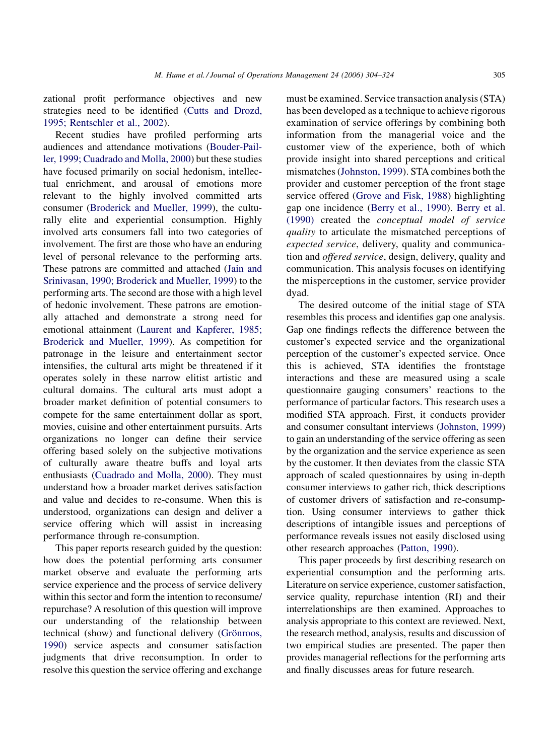zational profit performance objectives and new strategies need to be identified (Cutts and Drozd, 1995; Rentschler et al., 2002).

Recent studies have profiled performing arts audiences and attendance motivations (Bouder-Pailler, 1999; Cuadrado and Molla, 2000) but these studies have focused primarily on social hedonism, intellectual enrichment, and arousal of emotions more relevant to the highly involved committed arts consumer (Broderick and Mueller, 1999), the culturally elite and experiential consumption. Highly involved arts consumers fall into two categories of involvement. The first are those who have an enduring level of personal relevance to the performing arts. These patrons are committed and attached (Jain and Srinivasan, 1990; Broderick and Mueller, 1999) to the performing arts. The second are those with a high level of hedonic involvement. These patrons are emotionally attached and demonstrate a strong need for emotional attainment (Laurent and Kapferer, 1985; Broderick and Mueller, 1999). As competition for patronage in the leisure and entertainment sector intensifies, the cultural arts might be threatened if it operates solely in these narrow elitist artistic and cultural domains. The cultural arts must adopt a broader market definition of potential consumers to compete for the same entertainment dollar as sport, movies, cuisine and other entertainment pursuits. Arts organizations no longer can define their service offering based solely on the subjective motivations of culturally aware theatre buffs and loyal arts enthusiasts (Cuadrado and Molla, 2000). They must understand how a broader market derives satisfaction and value and decides to re-consume. When this is understood, organizations can design and deliver a service offering which will assist in increasing performance through re-consumption.

This paper reports research guided by the question: how does the potential performing arts consumer market observe and evaluate the performing arts service experience and the process of service delivery within this sector and form the intention to reconsume/repurchase? A resolution of this question will improve our understanding of the relationship between technical (show) and functional delivery (Grönroos, 1990) service aspects and consumer satisfaction judgments that drive reconsumption. In order to resolve this question the service offering and exchange must be examined. Service transaction analysis (STA) has been developed as a technique to achieve rigorous examination of service offerings by combining both information from the managerial voice and the customer view of the experience, both of which provide insight into shared perceptions and critical mismatches (Johnston, 1999). STA combines both the provider and customer perception of the front stage service offered (Grove and Fisk, 1988) highlighting gap one incidence (Berry et al., 1990). Berry et al. (1990) created the *conceptual model of service quality* to articulate the mismatched perceptions of *expected service*, delivery, quality and communication and *offered service*, design, delivery, quality and communication. This analysis focuses on identifying the misperceptions in the customer, service provider dyad.

The desired outcome of the initial stage of STA resembles this process and identifies gap one analysis. Gap one findings reflects the difference between the customer's expected service and the organizational perception of the customer's expected service. Once this is achieved, STA identifies the frontstage interactions and these are measured using a scale questionnaire gauging consumers' reactions to the performance of particular factors. This research uses a modified STA approach. First, it conducts provider and consumer consultant interviews (Johnston, 1999) to gain an understanding of the service offering as seen by the organization and the service experience as seen by the customer. It then deviates from the classic STA approach of scaled questionnaires by using in-depth consumer interviews to gather rich, thick descriptions of customer drivers of satisfaction and re-consumption. Using consumer interviews to gather thick descriptions of intangible issues and perceptions of performance reveals issues not easily disclosed using other research approaches (Patton, 1990).

This paper proceeds by first describing research on experiential consumption and the performing arts. Literature on service experience, customer satisfaction, service quality, repurchase intention (RI) and their interrelationships are then examined. Approaches to analysis appropriate to this context are reviewed. Next, the research method, analysis, results and discussion of two empirical studies are presented. The paper then provides managerial reflections for the performing arts and finally discusses areas for future research.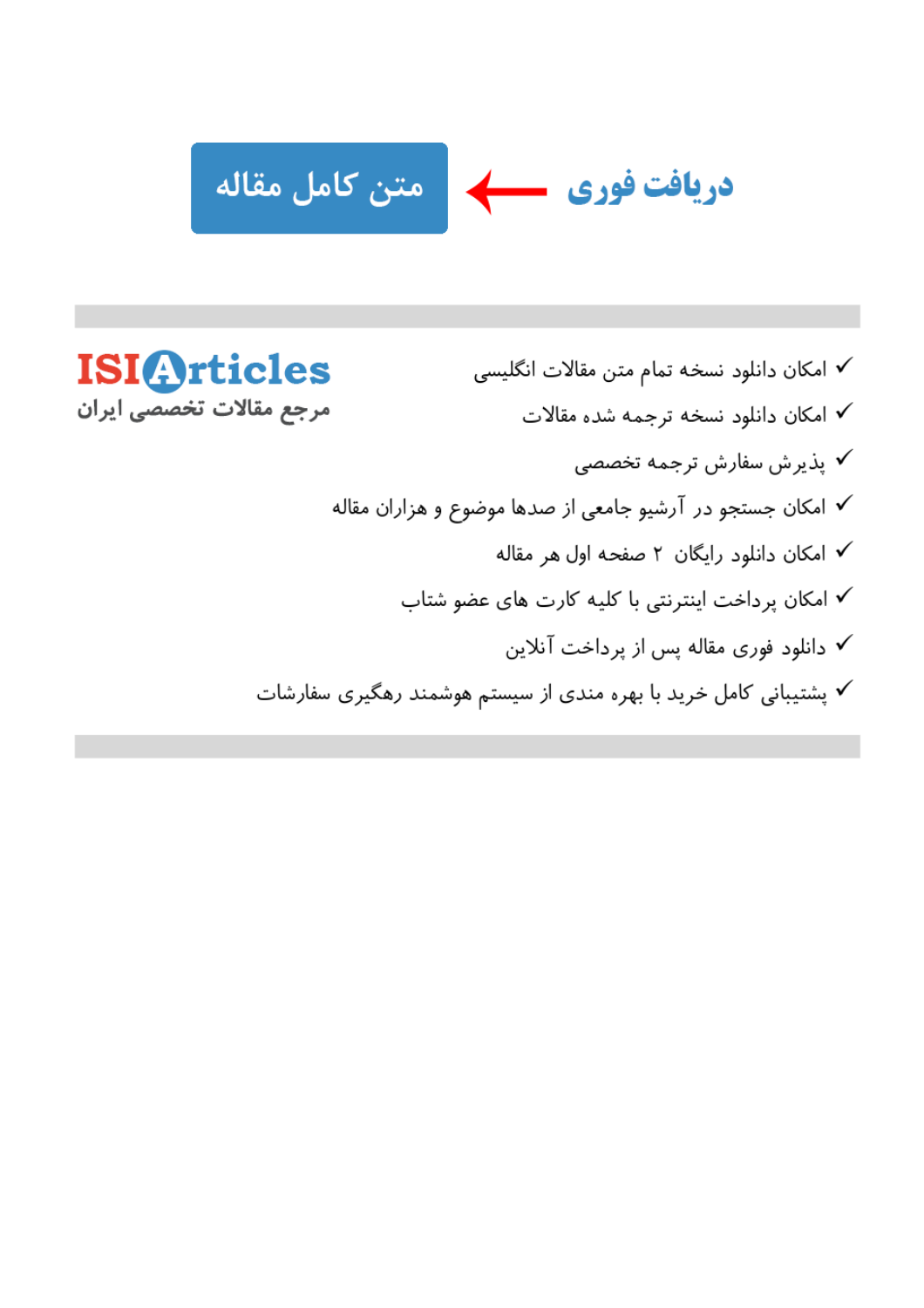دریافت فوری ← متن کامل مقاله

**ISIArticles**
مرجع مقالات تخصصی ایران

- ✓ امکان دانلود نسخه تمام متن مقالات انگلیسی
- ✓ امکان دانلود نسخه ترجمه شده مقالات
- ✓ پذیرش سفارش ترجمه تخصصی
- ✓ امکان جستجو در آرشیو جامعی از صدها موضوع و هزاران مقاله
- ✓ امکان دانلود رایگان ۲ صفحه اول هر مقاله
- ✓ امکان پرداخت اینترنتی با کلیه کارت های عضو شتاب
- ✓ دانلود فوری مقاله پس از پرداخت آنلاین
- ✓ پشتیبانی کامل خرید با بهره مندی از سیستم هوشمند رهگیری سفارشات